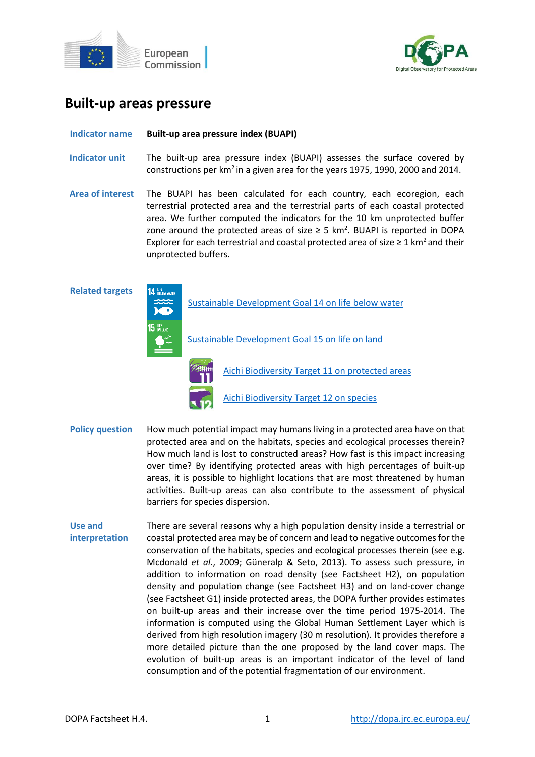# Built-up areas pressure

**Indicator name** **Built-up area pressure index (BUAPI)**

**Indicator unit** The built-up area pressure index (BUAPI) assesses the surface covered by constructions per $km^2$ in a given area for the years 1975, 1990, 2000 and 2014.

**Area of interest** The BUAPI has been calculated for each country, each ecoregion, each terrestrial protected area and the terrestrial parts of each coastal protected area. We further computed the indicators for the 10 km unprotected buffer zone around the protected areas of size ≥ 5 $km^2$. BUAPI is reported in DOPA Explorer for each terrestrial and coastal protected area of size ≥ 1 $km^2$ and their unprotected buffers.

**Related targets**

- Sustainable Development Goal 14 on life below water
- Sustainable Development Goal 15 on life on land
- Aichi Biodiversity Target 11 on protected areas
- Aichi Biodiversity Target 12 on species

**Policy question** How much potential impact may humans living in a protected area have on that protected area and on the habitats, species and ecological processes therein? How much land is lost to constructed areas? How fast is this impact increasing over time? By identifying protected areas with high percentages of built-up areas, it is possible to highlight locations that are most threatened by human activities. Built-up areas can also contribute to the assessment of physical barriers for species dispersion.

**Use and interpretation** There are several reasons why a high population density inside a terrestrial or coastal protected area may be of concern and lead to negative outcomes for the conservation of the habitats, species and ecological processes therein (see e.g. Mcdonald *et al.*, 2009; Güneralp & Seto, 2013). To assess such pressure, in addition to information on road density (see Factsheet H2), on population density and population change (see Factsheet H3) and on land-cover change (see Factsheet G1) inside protected areas, the DOPA further provides estimates on built-up areas and their increase over the time period 1975-2014. The information is computed using the Global Human Settlement Layer which is derived from high resolution imagery (30 m resolution). It provides therefore a more detailed picture than the one proposed by the land cover maps. The evolution of built-up areas is an important indicator of the level of land consumption and of the potential fragmentation of our environment.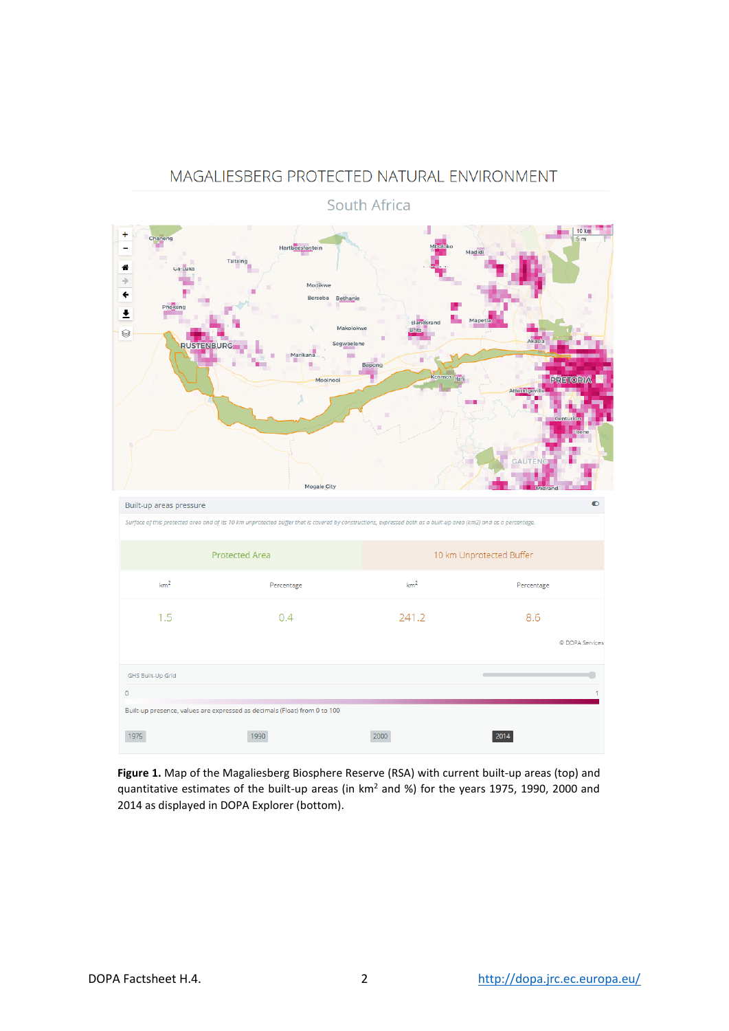MAGALIESBERG PROTECTED NATURAL ENVIRONMENT

South Africa

Built-up areas pressure

*Surface of this protected area and of its 10 km unprotected buffer that is covered by constructions, expressed both as a built-up area (km2) and as a percentage.*

| Protected Area | | 10 km Unprotected Buffer | |
|---|---|---|---|
| $km^2$ | Percentage | $km^2$ | Percentage |
| 1.5 | 0.4 | 241.2 | 8.6 |

© DOPA Services

GHS Built-Up Grid

0 — 1

Built-up presence, values are expressed as decimals (Float) from 0 to 100

1975 1990 2000 2014

**Figure 1.** Map of the Magaliesberg Biosphere Reserve (RSA) with current built-up areas (top) and quantitative estimates of the built-up areas (in $km^2$ and %) for the years 1975, 1990, 2000 and 2014 as displayed in DOPA Explorer (bottom).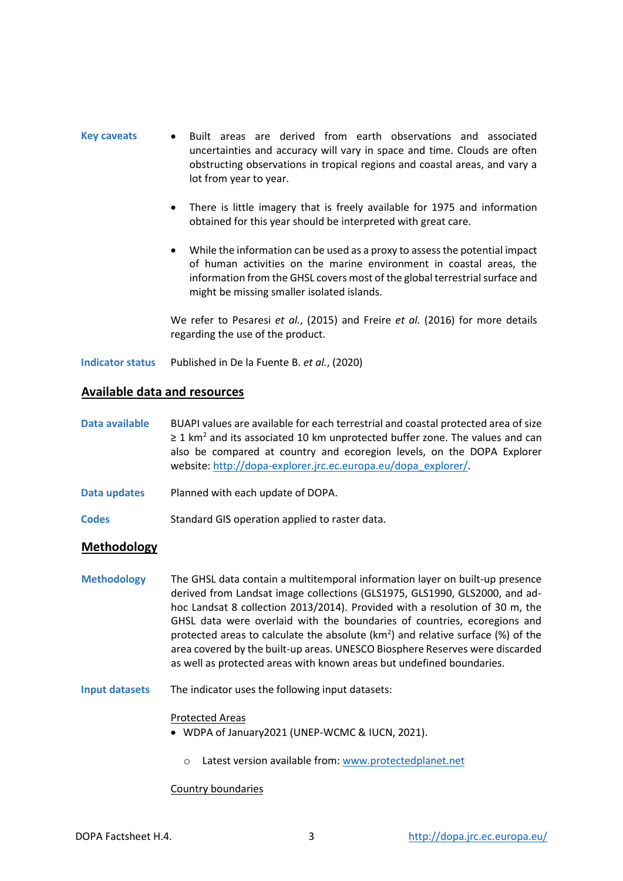**Key caveats**

- Built areas are derived from earth observations and associated uncertainties and accuracy will vary in space and time. Clouds are often obstructing observations in tropical regions and coastal areas, and vary a lot from year to year.

- There is little imagery that is freely available for 1975 and information obtained for this year should be interpreted with great care.

- While the information can be used as a proxy to assess the potential impact of human activities on the marine environment in coastal areas, the information from the GHSL covers most of the global terrestrial surface and might be missing smaller isolated islands.

We refer to Pesaresi *et al.*, (2015) and Freire *et al.* (2016) for more details regarding the use of the product.

**Indicator status**

Published in De la Fuente B. *et al.*, (2020)

## Available data and resources

**Data available**

BUAPI values are available for each terrestrial and coastal protected area of size ≥ 1 km$^2$ and its associated 10 km unprotected buffer zone. The values and can also be compared at country and ecoregion levels, on the DOPA Explorer website: http://dopa-explorer.jrc.ec.europa.eu/dopa_explorer/.

**Data updates**

Planned with each update of DOPA.

**Codes**

Standard GIS operation applied to raster data.

## Methodology

**Methodology**

The GHSL data contain a multitemporal information layer on built-up presence derived from Landsat image collections (GLS1975, GLS1990, GLS2000, and ad-hoc Landsat 8 collection 2013/2014). Provided with a resolution of 30 m, the GHSL data were overlaid with the boundaries of countries, ecoregions and protected areas to calculate the absolute (km$^2$) and relative surface (%) of the area covered by the built-up areas. UNESCO Biosphere Reserves were discarded as well as protected areas with known areas but undefined boundaries.

**Input datasets**

The indicator uses the following input datasets:

Protected Areas

- WDPA of January2021 (UNEP-WCMC & IUCN, 2021).
  - Latest version available from: www.protectedplanet.net

Country boundaries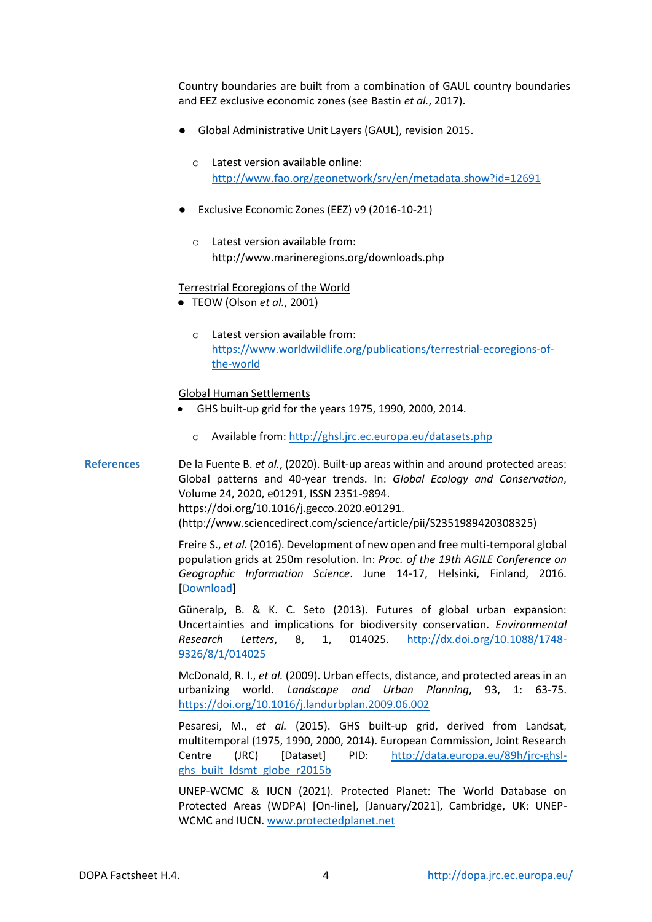Country boundaries are built from a combination of GAUL country boundaries and EEZ exclusive economic zones (see Bastin *et al.*, 2017).

- Global Administrative Unit Layers (GAUL), revision 2015.
  - Latest version available online: http://www.fao.org/geonetwork/srv/en/metadata.show?id=12691
- Exclusive Economic Zones (EEZ) v9 (2016-10-21)
  - Latest version available from: http://www.marineregions.org/downloads.php

Terrestrial Ecoregions of the World

- TEOW (Olson *et al.*, 2001)
  - Latest version available from: https://www.worldwildlife.org/publications/terrestrial-ecoregions-of-the-world

Global Human Settlements

- GHS built-up grid for the years 1975, 1990, 2000, 2014.
  - Available from: http://ghsl.jrc.ec.europa.eu/datasets.php

**References**

De la Fuente B. *et al.*, (2020). Built-up areas within and around protected areas: Global patterns and 40-year trends. In: *Global Ecology and Conservation*, Volume 24, 2020, e01291, ISSN 2351-9894. https://doi.org/10.1016/j.gecco.2020.e01291. (http://www.sciencedirect.com/science/article/pii/S2351989420308325)

Freire S., *et al.* (2016). Development of new open and free multi-temporal global population grids at 250m resolution. In: *Proc. of the 19th AGILE Conference on Geographic Information Science*. June 14-17, Helsinki, Finland, 2016. [Download]

Güneralp, B. & K. C. Seto (2013). Futures of global urban expansion: Uncertainties and implications for biodiversity conservation. *Environmental Research Letters*, 8, 1, 014025. http://dx.doi.org/10.1088/1748-9326/8/1/014025

McDonald, R. I., *et al.* (2009). Urban effects, distance, and protected areas in an urbanizing world. *Landscape and Urban Planning*, 93, 1: 63-75. https://doi.org/10.1016/j.landurbplan.2009.06.002

Pesaresi, M., *et al.* (2015). GHS built-up grid, derived from Landsat, multitemporal (1975, 1990, 2000, 2014). European Commission, Joint Research Centre (JRC) [Dataset] PID: http://data.europa.eu/89h/jrc-ghsl-ghs_built_ldsmt_globe_r2015b

UNEP-WCMC & IUCN (2021). Protected Planet: The World Database on Protected Areas (WDPA) [On-line], [January/2021], Cambridge, UK: UNEP-WCMC and IUCN. www.protectedplanet.net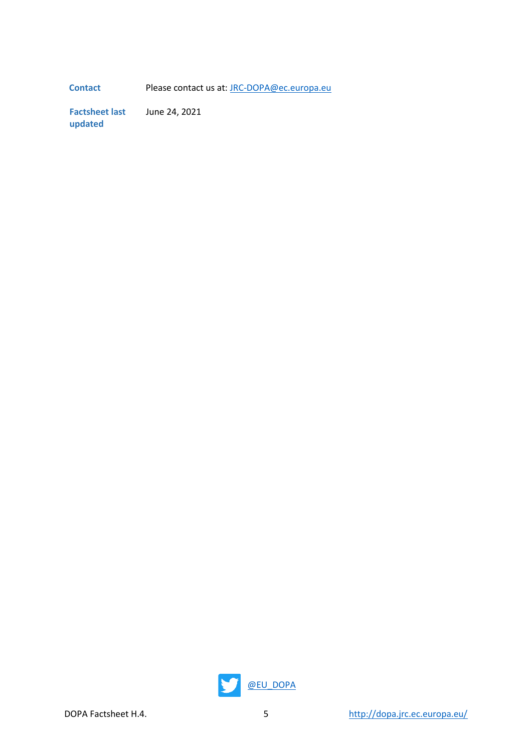| | |
|---|---|
| **Contact** | Please contact us at: JRC-DOPA@ec.europa.eu |
| **Factsheet last updated** | June 24, 2021 |

@EU_DOPA